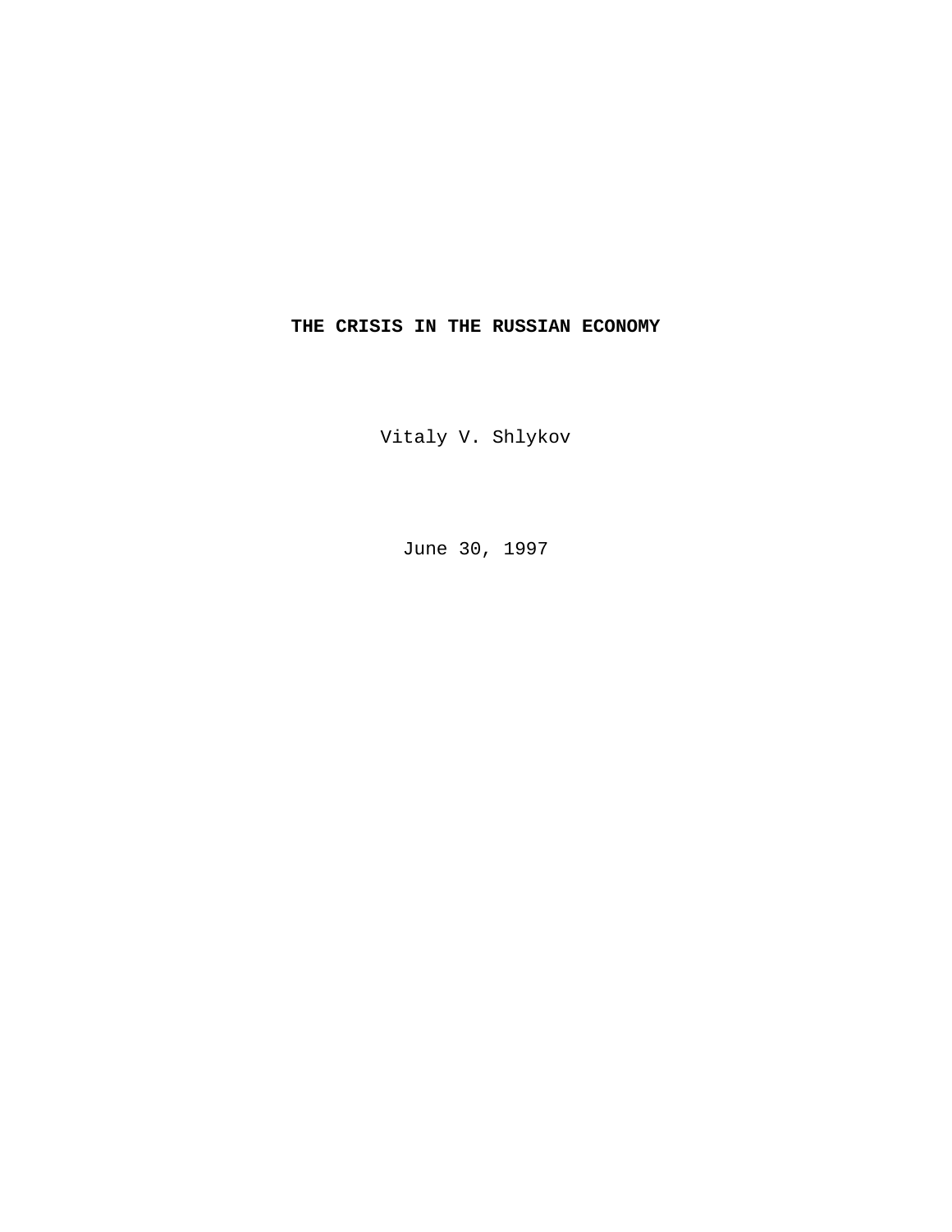# THE CRISIS IN THE RUSSIAN ECONOMY

Vitaly V. Shlykov

June 30, 1997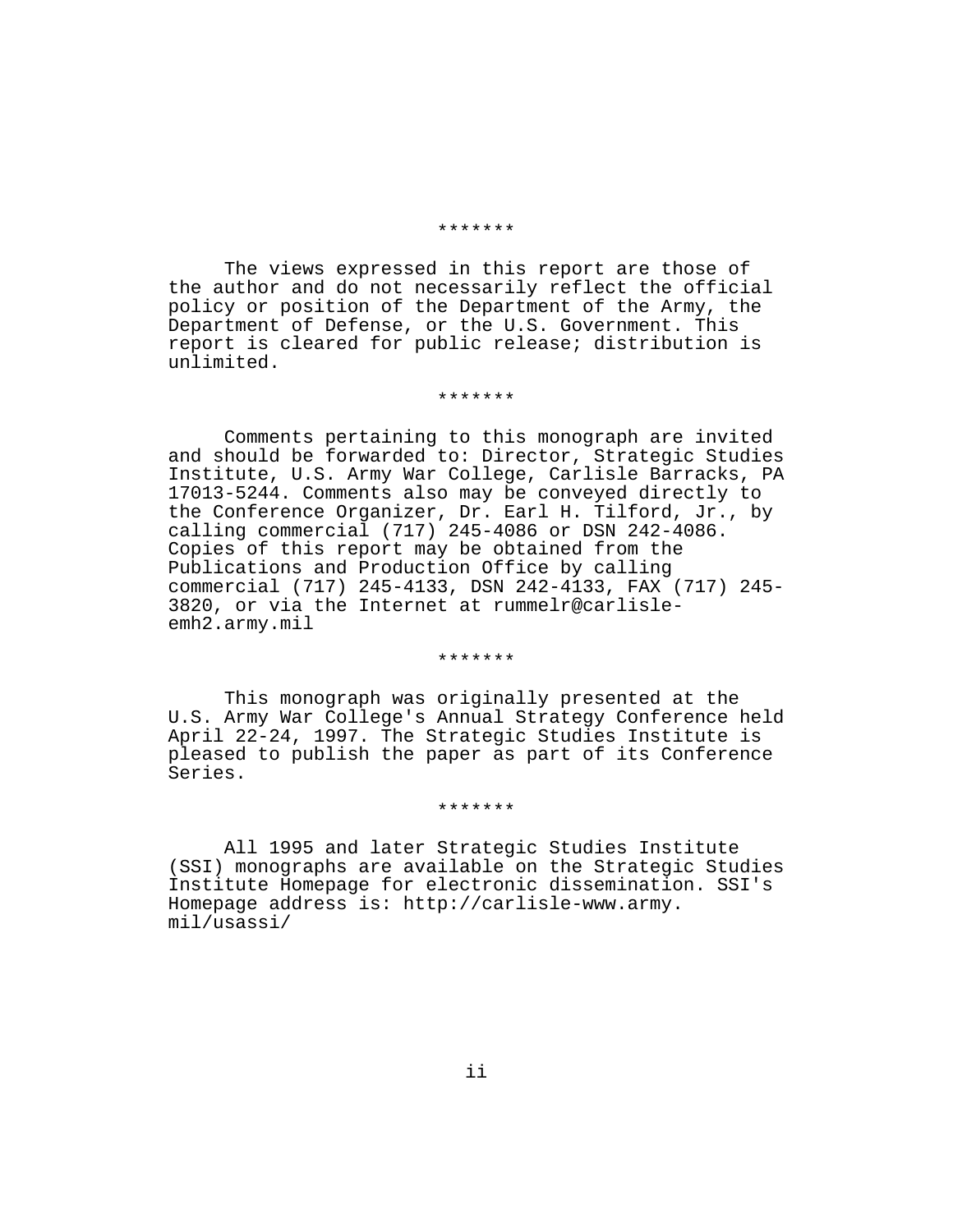*******

The views expressed in this report are those of the author and do not necessarily reflect the official policy or position of the Department of the Army, the Department of Defense, or the U.S. Government. This report is cleared for public release; distribution is unlimited.

*******

Comments pertaining to this monograph are invited and should be forwarded to: Director, Strategic Studies Institute, U.S. Army War College, Carlisle Barracks, PA 17013-5244. Comments also may be conveyed directly to the Conference Organizer, Dr. Earl H. Tilford, Jr., by calling commercial (717) 245-4086 or DSN 242-4086. Copies of this report may be obtained from the Publications and Production Office by calling commercial (717) 245-4133, DSN 242-4133, FAX (717) 245-3820, or via the Internet at rummelr@carlisle-emh2.army.mil

*******

This monograph was originally presented at the U.S. Army War College's Annual Strategy Conference held April 22-24, 1997. The Strategic Studies Institute is pleased to publish the paper as part of its Conference Series.

*******

All 1995 and later Strategic Studies Institute (SSI) monographs are available on the Strategic Studies Institute Homepage for electronic dissemination. SSI's Homepage address is: http://carlisle-www.army.mil/usassi/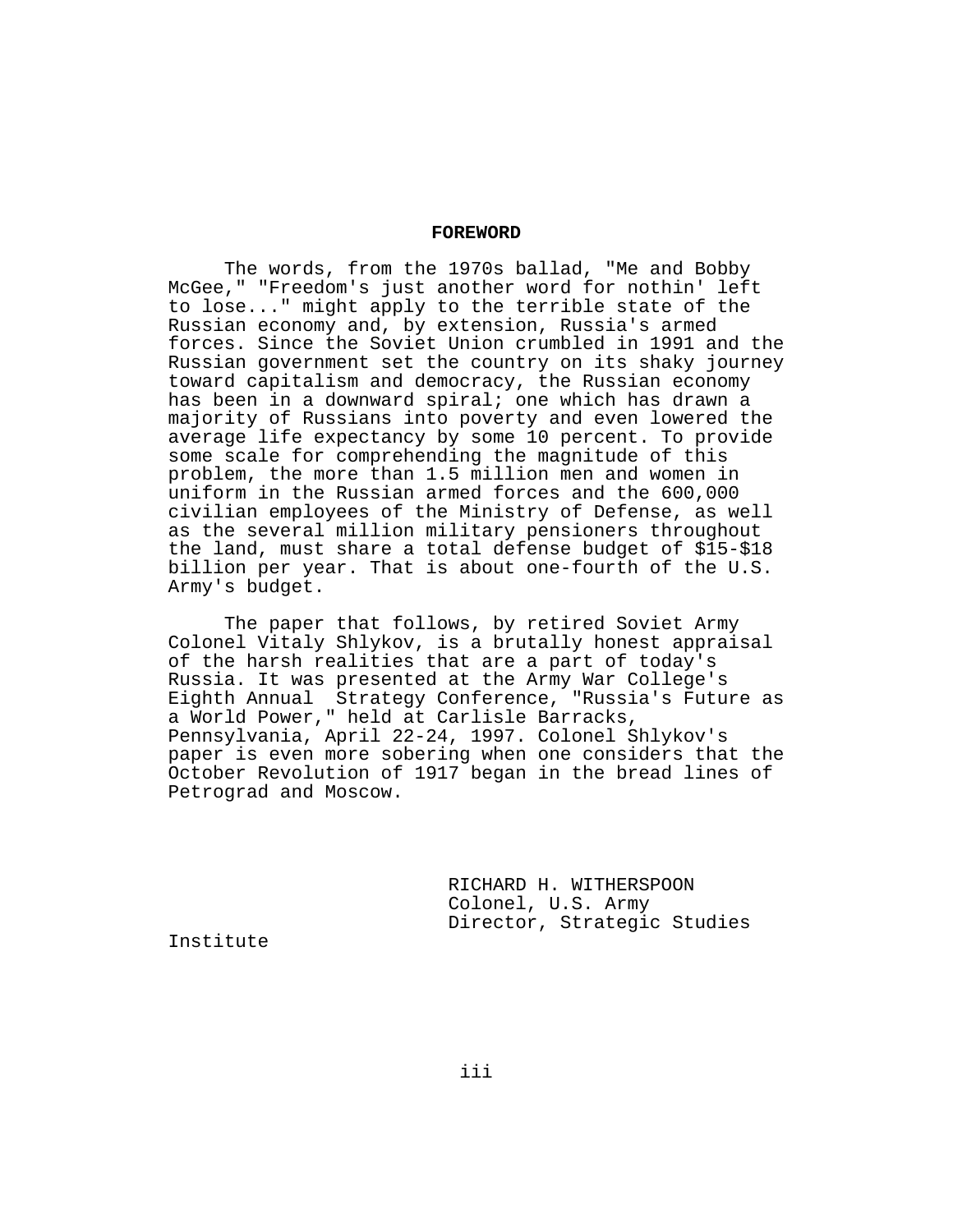**FOREWORD**

The words, from the 1970s ballad, "Me and Bobby McGee," "Freedom's just another word for nothin' left to lose..." might apply to the terrible state of the Russian economy and, by extension, Russia's armed forces. Since the Soviet Union crumbled in 1991 and the Russian government set the country on its shaky journey toward capitalism and democracy, the Russian economy has been in a downward spiral; one which has drawn a majority of Russians into poverty and even lowered the average life expectancy by some 10 percent. To provide some scale for comprehending the magnitude of this problem, the more than 1.5 million men and women in uniform in the Russian armed forces and the 600,000 civilian employees of the Ministry of Defense, as well as the several million military pensioners throughout the land, must share a total defense budget of $15-$18 billion per year. That is about one-fourth of the U.S. Army's budget.

The paper that follows, by retired Soviet Army Colonel Vitaly Shlykov, is a brutally honest appraisal of the harsh realities that are a part of today's Russia. It was presented at the Army War College's Eighth Annual Strategy Conference, "Russia's Future as a World Power," held at Carlisle Barracks, Pennsylvania, April 22-24, 1997. Colonel Shlykov's paper is even more sobering when one considers that the October Revolution of 1917 began in the bread lines of Petrograd and Moscow.

RICHARD H. WITHERSPOON
Colonel, U.S. Army
Director, Strategic Studies Institute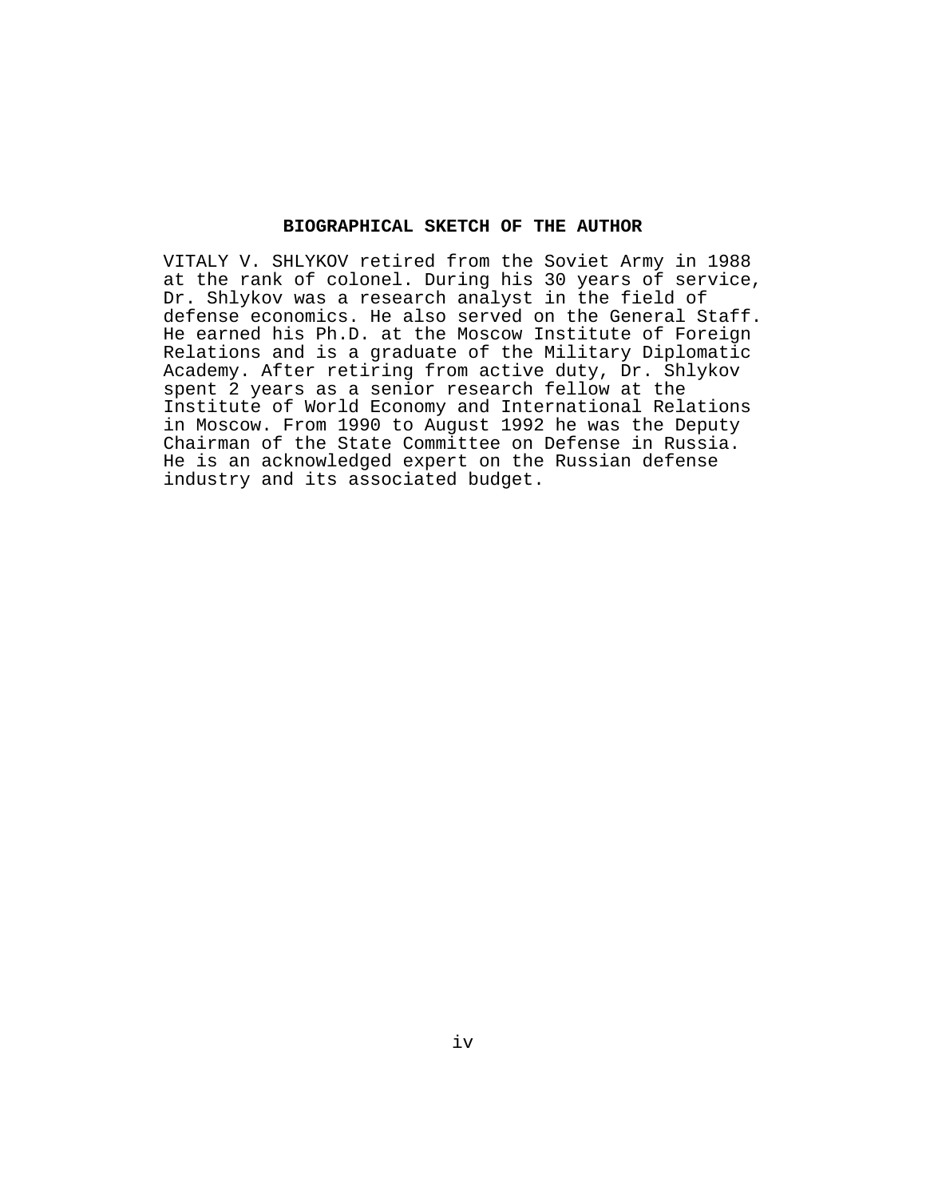## BIOGRAPHICAL SKETCH OF THE AUTHOR

VITALY V. SHLYKOV retired from the Soviet Army in 1988 at the rank of colonel. During his 30 years of service, Dr. Shlykov was a research analyst in the field of defense economics. He also served on the General Staff. He earned his Ph.D. at the Moscow Institute of Foreign Relations and is a graduate of the Military Diplomatic Academy. After retiring from active duty, Dr. Shlykov spent 2 years as a senior research fellow at the Institute of World Economy and International Relations in Moscow. From 1990 to August 1992 he was the Deputy Chairman of the State Committee on Defense in Russia. He is an acknowledged expert on the Russian defense industry and its associated budget.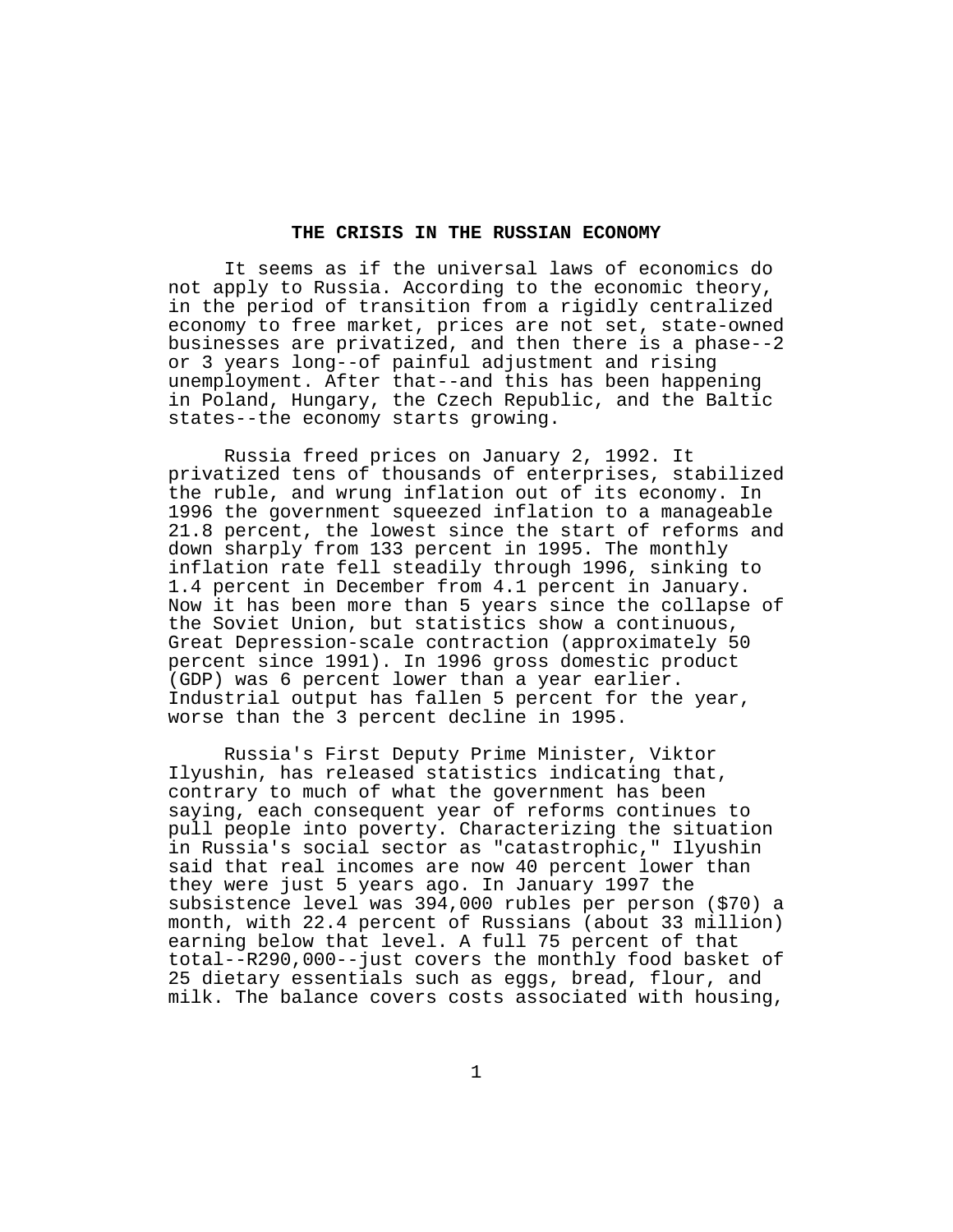## THE CRISIS IN THE RUSSIAN ECONOMY

It seems as if the universal laws of economics do not apply to Russia. According to the economic theory, in the period of transition from a rigidly centralized economy to free market, prices are not set, state-owned businesses are privatized, and then there is a phase--2 or 3 years long--of painful adjustment and rising unemployment. After that--and this has been happening in Poland, Hungary, the Czech Republic, and the Baltic states--the economy starts growing.

Russia freed prices on January 2, 1992. It privatized tens of thousands of enterprises, stabilized the ruble, and wrung inflation out of its economy. In 1996 the government squeezed inflation to a manageable 21.8 percent, the lowest since the start of reforms and down sharply from 133 percent in 1995. The monthly inflation rate fell steadily through 1996, sinking to 1.4 percent in December from 4.1 percent in January. Now it has been more than 5 years since the collapse of the Soviet Union, but statistics show a continuous, Great Depression-scale contraction (approximately 50 percent since 1991). In 1996 gross domestic product (GDP) was 6 percent lower than a year earlier. Industrial output has fallen 5 percent for the year, worse than the 3 percent decline in 1995.

Russia's First Deputy Prime Minister, Viktor Ilyushin, has released statistics indicating that, contrary to much of what the government has been saying, each consequent year of reforms continues to pull people into poverty. Characterizing the situation in Russia's social sector as "catastrophic," Ilyushin said that real incomes are now 40 percent lower than they were just 5 years ago. In January 1997 the subsistence level was 394,000 rubles per person ($70) a month, with 22.4 percent of Russians (about 33 million) earning below that level. A full 75 percent of that total--R290,000--just covers the monthly food basket of 25 dietary essentials such as eggs, bread, flour, and milk. The balance covers costs associated with housing,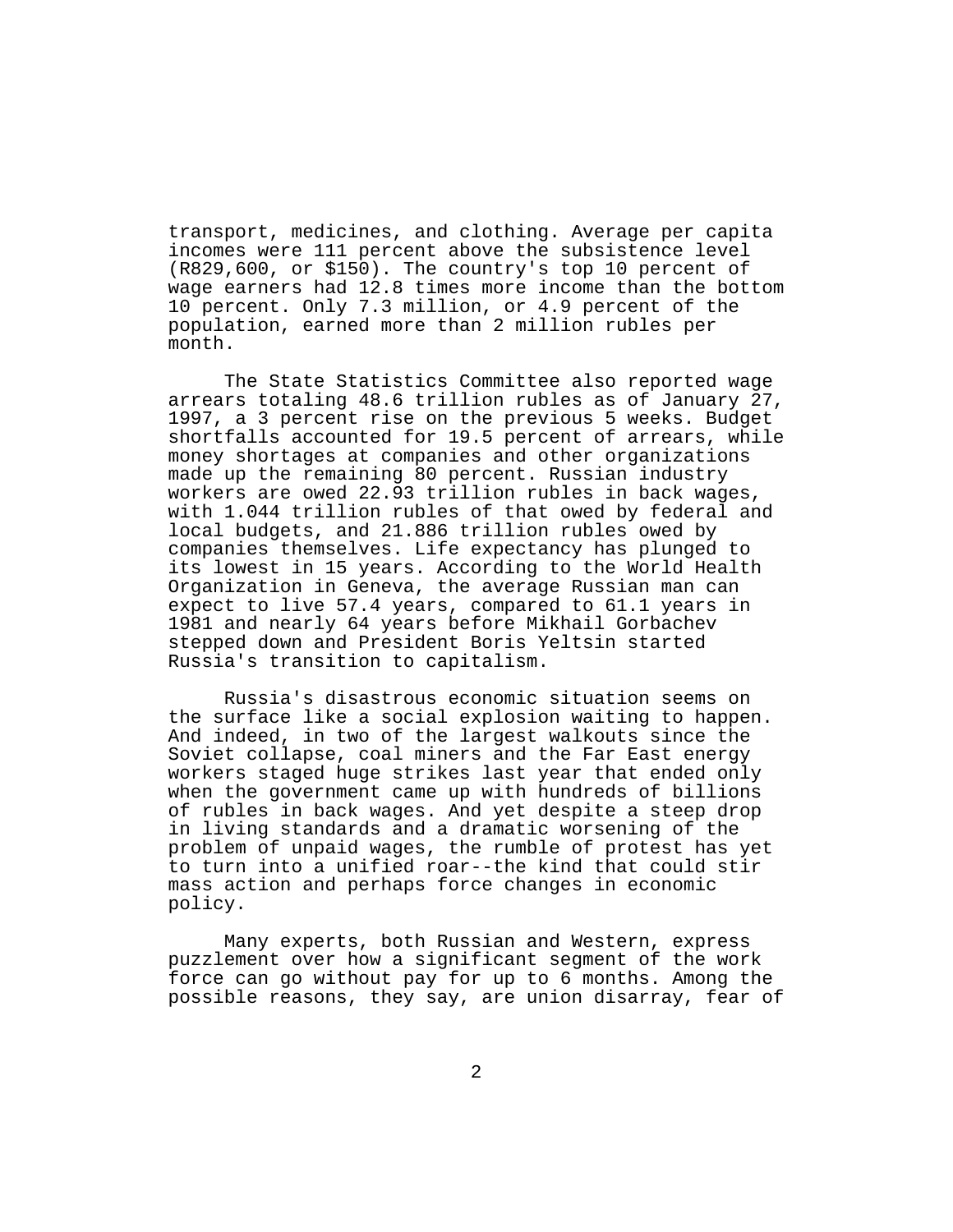transport, medicines, and clothing. Average per capita incomes were 111 percent above the subsistence level (R829,600, or $150). The country's top 10 percent of wage earners had 12.8 times more income than the bottom 10 percent. Only 7.3 million, or 4.9 percent of the population, earned more than 2 million rubles per month.

The State Statistics Committee also reported wage arrears totaling 48.6 trillion rubles as of January 27, 1997, a 3 percent rise on the previous 5 weeks. Budget shortfalls accounted for 19.5 percent of arrears, while money shortages at companies and other organizations made up the remaining 80 percent. Russian industry workers are owed 22.93 trillion rubles in back wages, with 1.044 trillion rubles of that owed by federal and local budgets, and 21.886 trillion rubles owed by companies themselves. Life expectancy has plunged to its lowest in 15 years. According to the World Health Organization in Geneva, the average Russian man can expect to live 57.4 years, compared to 61.1 years in 1981 and nearly 64 years before Mikhail Gorbachev stepped down and President Boris Yeltsin started Russia's transition to capitalism.

Russia's disastrous economic situation seems on the surface like a social explosion waiting to happen. And indeed, in two of the largest walkouts since the Soviet collapse, coal miners and the Far East energy workers staged huge strikes last year that ended only when the government came up with hundreds of billions of rubles in back wages. And yet despite a steep drop in living standards and a dramatic worsening of the problem of unpaid wages, the rumble of protest has yet to turn into a unified roar--the kind that could stir mass action and perhaps force changes in economic policy.

Many experts, both Russian and Western, express puzzlement over how a significant segment of the work force can go without pay for up to 6 months. Among the possible reasons, they say, are union disarray, fear of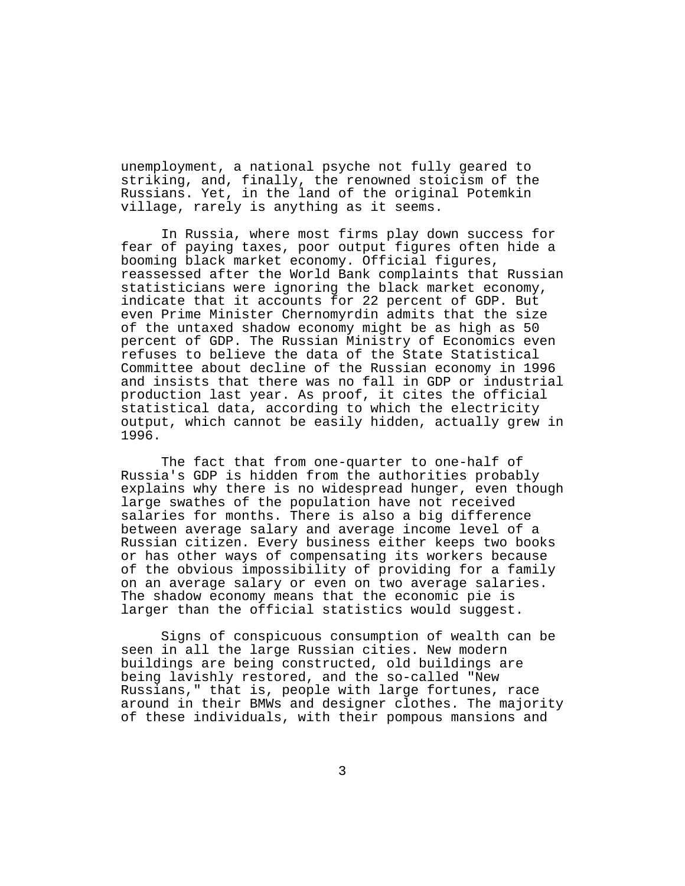unemployment, a national psyche not fully geared to striking, and, finally, the renowned stoicism of the Russians. Yet, in the land of the original Potemkin village, rarely is anything as it seems.

In Russia, where most firms play down success for fear of paying taxes, poor output figures often hide a booming black market economy. Official figures, reassessed after the World Bank complaints that Russian statisticians were ignoring the black market economy, indicate that it accounts for 22 percent of GDP. But even Prime Minister Chernomyrdin admits that the size of the untaxed shadow economy might be as high as 50 percent of GDP. The Russian Ministry of Economics even refuses to believe the data of the State Statistical Committee about decline of the Russian economy in 1996 and insists that there was no fall in GDP or industrial production last year. As proof, it cites the official statistical data, according to which the electricity output, which cannot be easily hidden, actually grew in 1996.

The fact that from one-quarter to one-half of Russia's GDP is hidden from the authorities probably explains why there is no widespread hunger, even though large swathes of the population have not received salaries for months. There is also a big difference between average salary and average income level of a Russian citizen. Every business either keeps two books or has other ways of compensating its workers because of the obvious impossibility of providing for a family on an average salary or even on two average salaries. The shadow economy means that the economic pie is larger than the official statistics would suggest.

Signs of conspicuous consumption of wealth can be seen in all the large Russian cities. New modern buildings are being constructed, old buildings are being lavishly restored, and the so-called "New Russians," that is, people with large fortunes, race around in their BMWs and designer clothes. The majority of these individuals, with their pompous mansions and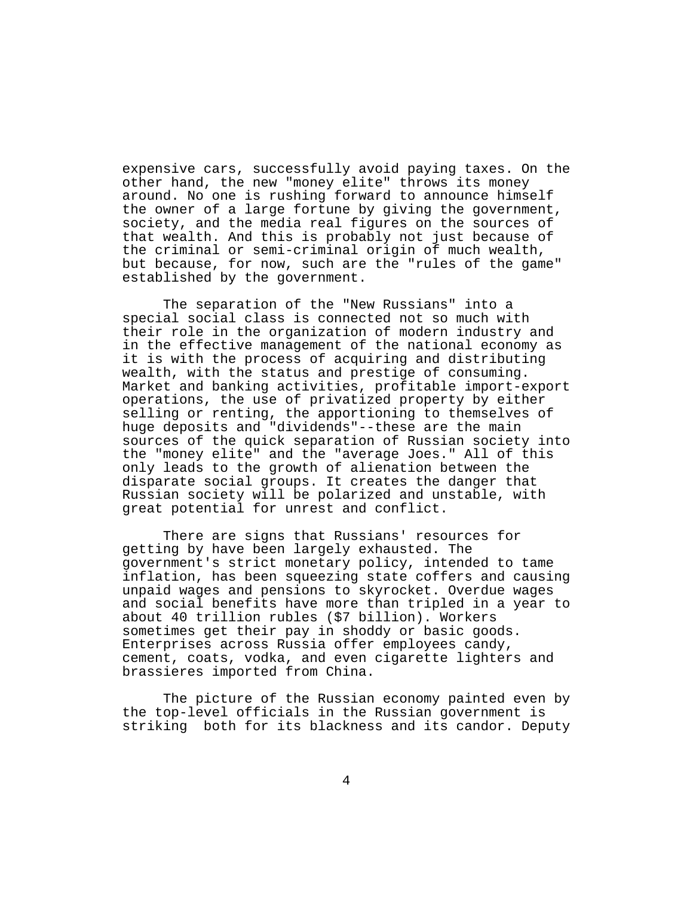expensive cars, successfully avoid paying taxes. On the other hand, the new "money elite" throws its money around. No one is rushing forward to announce himself the owner of a large fortune by giving the government, society, and the media real figures on the sources of that wealth. And this is probably not just because of the criminal or semi-criminal origin of much wealth, but because, for now, such are the "rules of the game" established by the government.

The separation of the "New Russians" into a special social class is connected not so much with their role in the organization of modern industry and in the effective management of the national economy as it is with the process of acquiring and distributing wealth, with the status and prestige of consuming. Market and banking activities, profitable import-export operations, the use of privatized property by either selling or renting, the apportioning to themselves of huge deposits and "dividends"--these are the main sources of the quick separation of Russian society into the "money elite" and the "average Joes." All of this only leads to the growth of alienation between the disparate social groups. It creates the danger that Russian society will be polarized and unstable, with great potential for unrest and conflict.

There are signs that Russians' resources for getting by have been largely exhausted. The government's strict monetary policy, intended to tame inflation, has been squeezing state coffers and causing unpaid wages and pensions to skyrocket. Overdue wages and social benefits have more than tripled in a year to about 40 trillion rubles ($7 billion). Workers sometimes get their pay in shoddy or basic goods. Enterprises across Russia offer employees candy, cement, coats, vodka, and even cigarette lighters and brassieres imported from China.

The picture of the Russian economy painted even by the top-level officials in the Russian government is striking both for its blackness and its candor. Deputy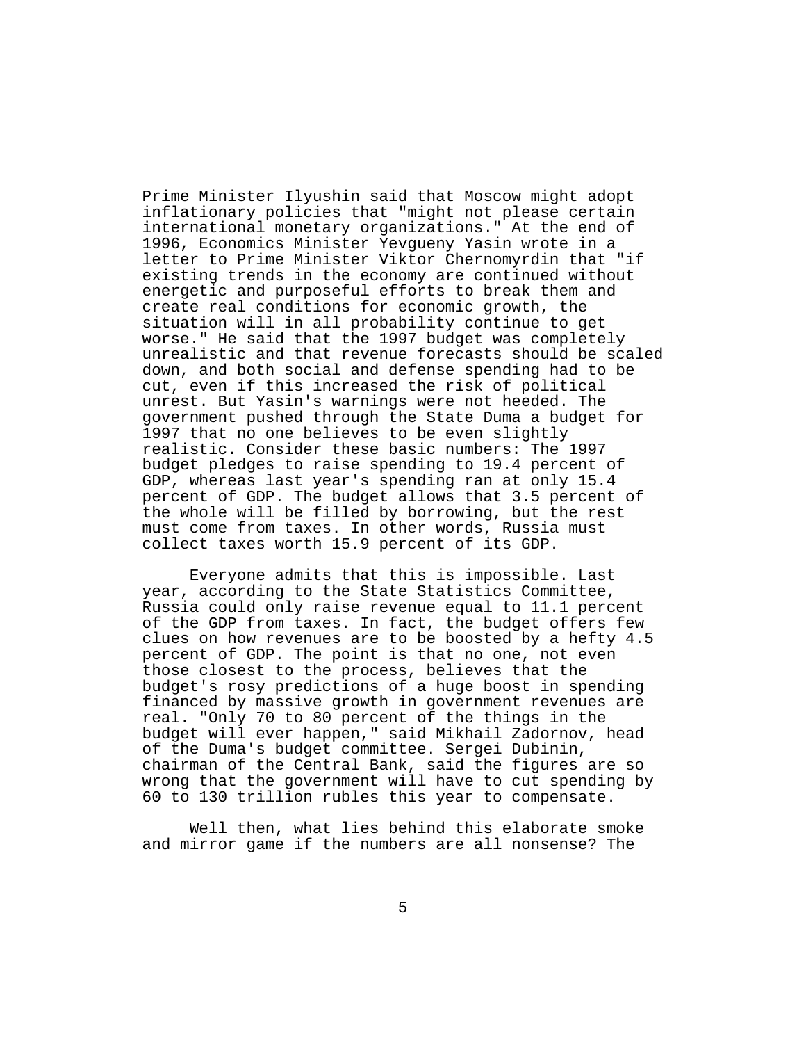Prime Minister Ilyushin said that Moscow might adopt inflationary policies that "might not please certain international monetary organizations." At the end of 1996, Economics Minister Yevgueny Yasin wrote in a letter to Prime Minister Viktor Chernomyrdin that "if existing trends in the economy are continued without energetic and purposeful efforts to break them and create real conditions for economic growth, the situation will in all probability continue to get worse." He said that the 1997 budget was completely unrealistic and that revenue forecasts should be scaled down, and both social and defense spending had to be cut, even if this increased the risk of political unrest. But Yasin's warnings were not heeded. The government pushed through the State Duma a budget for 1997 that no one believes to be even slightly realistic. Consider these basic numbers: The 1997 budget pledges to raise spending to 19.4 percent of GDP, whereas last year's spending ran at only 15.4 percent of GDP. The budget allows that 3.5 percent of the whole will be filled by borrowing, but the rest must come from taxes. In other words, Russia must collect taxes worth 15.9 percent of its GDP.

Everyone admits that this is impossible. Last year, according to the State Statistics Committee, Russia could only raise revenue equal to 11.1 percent of the GDP from taxes. In fact, the budget offers few clues on how revenues are to be boosted by a hefty 4.5 percent of GDP. The point is that no one, not even those closest to the process, believes that the budget's rosy predictions of a huge boost in spending financed by massive growth in government revenues are real. "Only 70 to 80 percent of the things in the budget will ever happen," said Mikhail Zadornov, head of the Duma's budget committee. Sergei Dubinin, chairman of the Central Bank, said the figures are so wrong that the government will have to cut spending by 60 to 130 trillion rubles this year to compensate.

Well then, what lies behind this elaborate smoke and mirror game if the numbers are all nonsense? The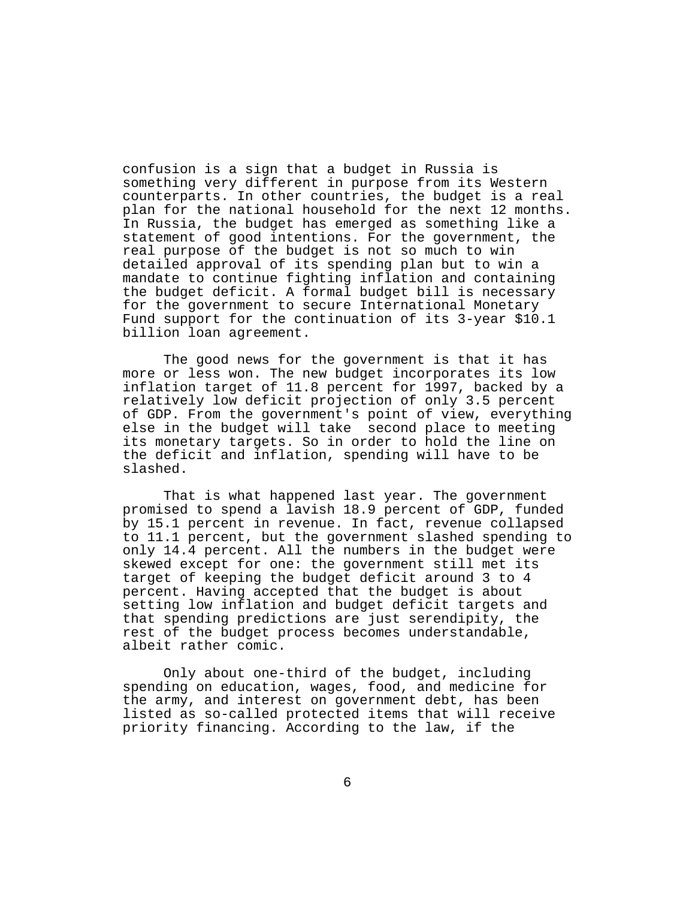confusion is a sign that a budget in Russia is something very different in purpose from its Western counterparts. In other countries, the budget is a real plan for the national household for the next 12 months. In Russia, the budget has emerged as something like a statement of good intentions. For the government, the real purpose of the budget is not so much to win detailed approval of its spending plan but to win a mandate to continue fighting inflation and containing the budget deficit. A formal budget bill is necessary for the government to secure International Monetary Fund support for the continuation of its 3-year $10.1 billion loan agreement.

The good news for the government is that it has more or less won. The new budget incorporates its low inflation target of 11.8 percent for 1997, backed by a relatively low deficit projection of only 3.5 percent of GDP. From the government's point of view, everything else in the budget will take second place to meeting its monetary targets. So in order to hold the line on the deficit and inflation, spending will have to be slashed.

That is what happened last year. The government promised to spend a lavish 18.9 percent of GDP, funded by 15.1 percent in revenue. In fact, revenue collapsed to 11.1 percent, but the government slashed spending to only 14.4 percent. All the numbers in the budget were skewed except for one: the government still met its target of keeping the budget deficit around 3 to 4 percent. Having accepted that the budget is about setting low inflation and budget deficit targets and that spending predictions are just serendipity, the rest of the budget process becomes understandable, albeit rather comic.

Only about one-third of the budget, including spending on education, wages, food, and medicine for the army, and interest on government debt, has been listed as so-called protected items that will receive priority financing. According to the law, if the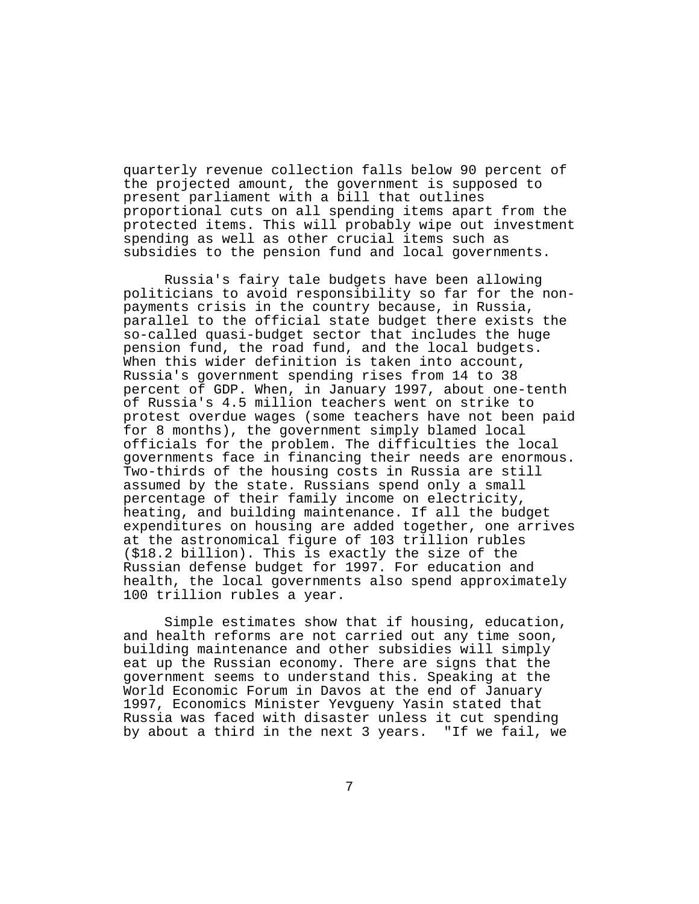quarterly revenue collection falls below 90 percent of the projected amount, the government is supposed to present parliament with a bill that outlines proportional cuts on all spending items apart from the protected items. This will probably wipe out investment spending as well as other crucial items such as subsidies to the pension fund and local governments.

Russia's fairy tale budgets have been allowing politicians to avoid responsibility so far for the non-payments crisis in the country because, in Russia, parallel to the official state budget there exists the so-called quasi-budget sector that includes the huge pension fund, the road fund, and the local budgets. When this wider definition is taken into account, Russia's government spending rises from 14 to 38 percent of GDP. When, in January 1997, about one-tenth of Russia's 4.5 million teachers went on strike to protest overdue wages (some teachers have not been paid for 8 months), the government simply blamed local officials for the problem. The difficulties the local governments face in financing their needs are enormous. Two-thirds of the housing costs in Russia are still assumed by the state. Russians spend only a small percentage of their family income on electricity, heating, and building maintenance. If all the budget expenditures on housing are added together, one arrives at the astronomical figure of 103 trillion rubles ($18.2 billion). This is exactly the size of the Russian defense budget for 1997. For education and health, the local governments also spend approximately 100 trillion rubles a year.

Simple estimates show that if housing, education, and health reforms are not carried out any time soon, building maintenance and other subsidies will simply eat up the Russian economy. There are signs that the government seems to understand this. Speaking at the World Economic Forum in Davos at the end of January 1997, Economics Minister Yevgueny Yasin stated that Russia was faced with disaster unless it cut spending by about a third in the next 3 years. "If we fail, we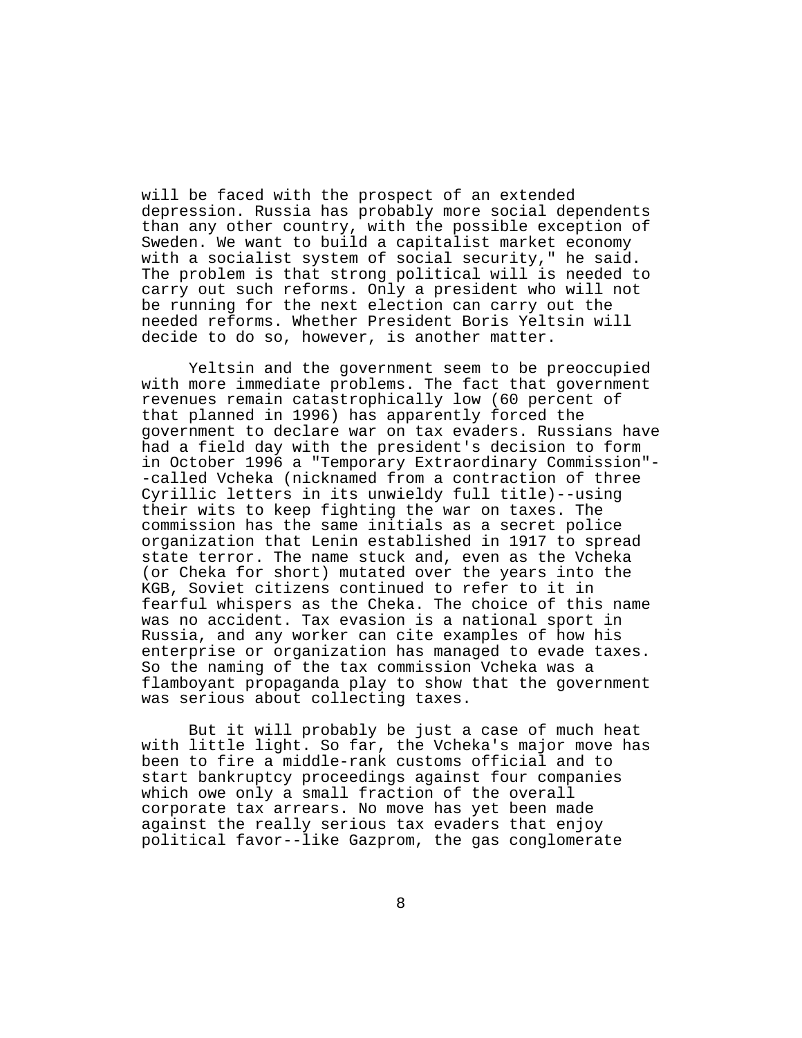will be faced with the prospect of an extended depression. Russia has probably more social dependents than any other country, with the possible exception of Sweden. We want to build a capitalist market economy with a socialist system of social security," he said. The problem is that strong political will is needed to carry out such reforms. Only a president who will not be running for the next election can carry out the needed reforms. Whether President Boris Yeltsin will decide to do so, however, is another matter.

Yeltsin and the government seem to be preoccupied with more immediate problems. The fact that government revenues remain catastrophically low (60 percent of that planned in 1996) has apparently forced the government to declare war on tax evaders. Russians have had a field day with the president's decision to form in October 1996 a "Temporary Extraordinary Commission"--called Vcheka (nicknamed from a contraction of three Cyrillic letters in its unwieldy full title)--using their wits to keep fighting the war on taxes. The commission has the same initials as a secret police organization that Lenin established in 1917 to spread state terror. The name stuck and, even as the Vcheka (or Cheka for short) mutated over the years into the KGB, Soviet citizens continued to refer to it in fearful whispers as the Cheka. The choice of this name was no accident. Tax evasion is a national sport in Russia, and any worker can cite examples of how his enterprise or organization has managed to evade taxes. So the naming of the tax commission Vcheka was a flamboyant propaganda play to show that the government was serious about collecting taxes.

But it will probably be just a case of much heat with little light. So far, the Vcheka's major move has been to fire a middle-rank customs official and to start bankruptcy proceedings against four companies which owe only a small fraction of the overall corporate tax arrears. No move has yet been made against the really serious tax evaders that enjoy political favor--like Gazprom, the gas conglomerate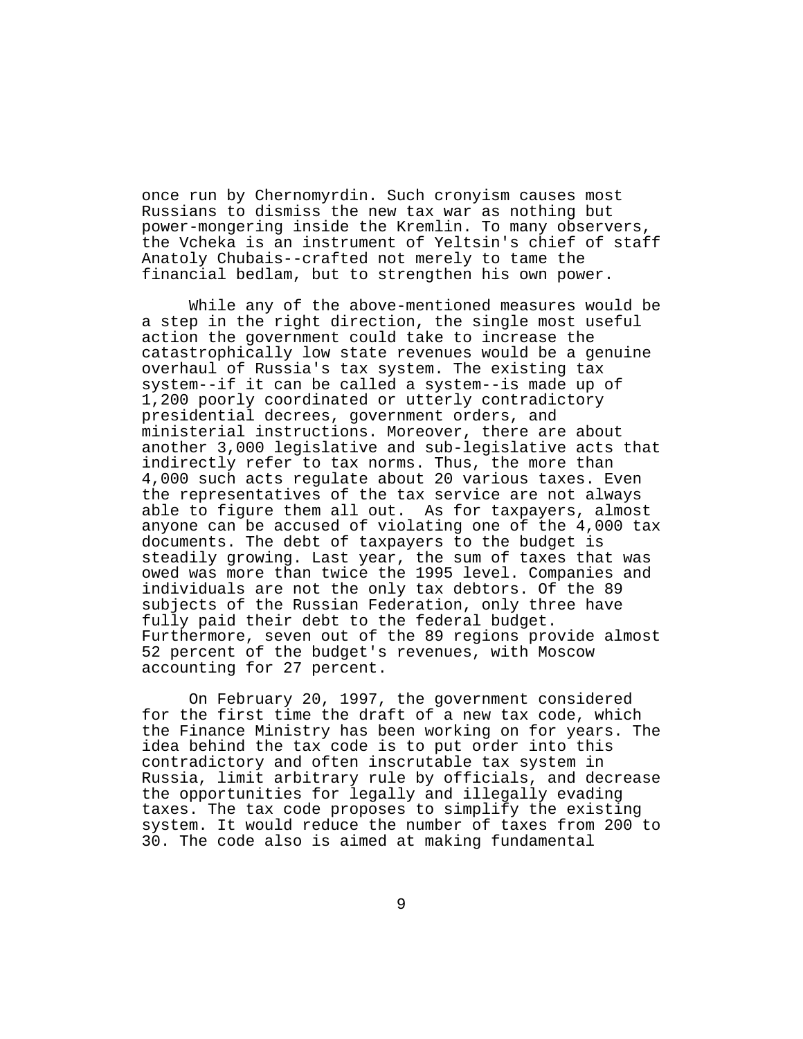once run by Chernomyrdin. Such cronyism causes most Russians to dismiss the new tax war as nothing but power-mongering inside the Kremlin. To many observers, the Vcheka is an instrument of Yeltsin's chief of staff Anatoly Chubais--crafted not merely to tame the financial bedlam, but to strengthen his own power.

While any of the above-mentioned measures would be a step in the right direction, the single most useful action the government could take to increase the catastrophically low state revenues would be a genuine overhaul of Russia's tax system. The existing tax system--if it can be called a system--is made up of 1,200 poorly coordinated or utterly contradictory presidential decrees, government orders, and ministerial instructions. Moreover, there are about another 3,000 legislative and sub-legislative acts that indirectly refer to tax norms. Thus, the more than 4,000 such acts regulate about 20 various taxes. Even the representatives of the tax service are not always able to figure them all out. As for taxpayers, almost anyone can be accused of violating one of the 4,000 tax documents. The debt of taxpayers to the budget is steadily growing. Last year, the sum of taxes that was owed was more than twice the 1995 level. Companies and individuals are not the only tax debtors. Of the 89 subjects of the Russian Federation, only three have fully paid their debt to the federal budget. Furthermore, seven out of the 89 regions provide almost 52 percent of the budget's revenues, with Moscow accounting for 27 percent.

On February 20, 1997, the government considered for the first time the draft of a new tax code, which the Finance Ministry has been working on for years. The idea behind the tax code is to put order into this contradictory and often inscrutable tax system in Russia, limit arbitrary rule by officials, and decrease the opportunities for legally and illegally evading taxes. The tax code proposes to simplify the existing system. It would reduce the number of taxes from 200 to 30. The code also is aimed at making fundamental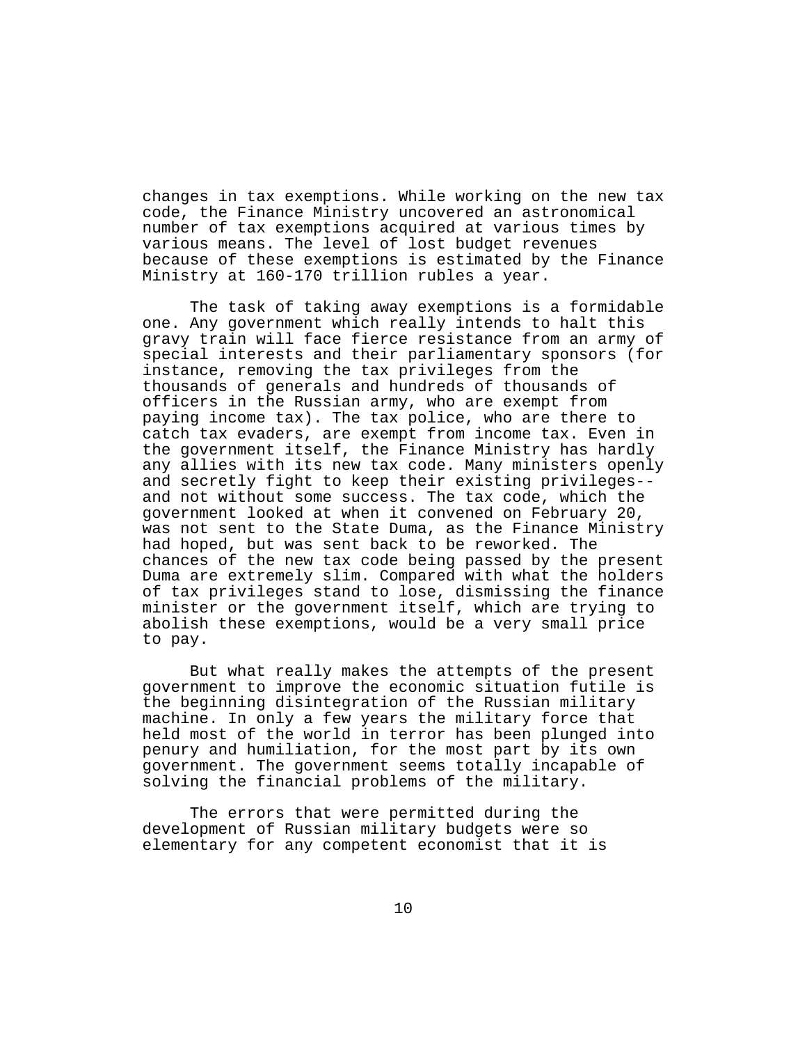changes in tax exemptions. While working on the new tax code, the Finance Ministry uncovered an astronomical number of tax exemptions acquired at various times by various means. The level of lost budget revenues because of these exemptions is estimated by the Finance Ministry at 160-170 trillion rubles a year.

The task of taking away exemptions is a formidable one. Any government which really intends to halt this gravy train will face fierce resistance from an army of special interests and their parliamentary sponsors (for instance, removing the tax privileges from the thousands of generals and hundreds of thousands of officers in the Russian army, who are exempt from paying income tax). The tax police, who are there to catch tax evaders, are exempt from income tax. Even in the government itself, the Finance Ministry has hardly any allies with its new tax code. Many ministers openly and secretly fight to keep their existing privileges--and not without some success. The tax code, which the government looked at when it convened on February 20, was not sent to the State Duma, as the Finance Ministry had hoped, but was sent back to be reworked. The chances of the new tax code being passed by the present Duma are extremely slim. Compared with what the holders of tax privileges stand to lose, dismissing the finance minister or the government itself, which are trying to abolish these exemptions, would be a very small price to pay.

But what really makes the attempts of the present government to improve the economic situation futile is the beginning disintegration of the Russian military machine. In only a few years the military force that held most of the world in terror has been plunged into penury and humiliation, for the most part by its own government. The government seems totally incapable of solving the financial problems of the military.

The errors that were permitted during the development of Russian military budgets were so elementary for any competent economist that it is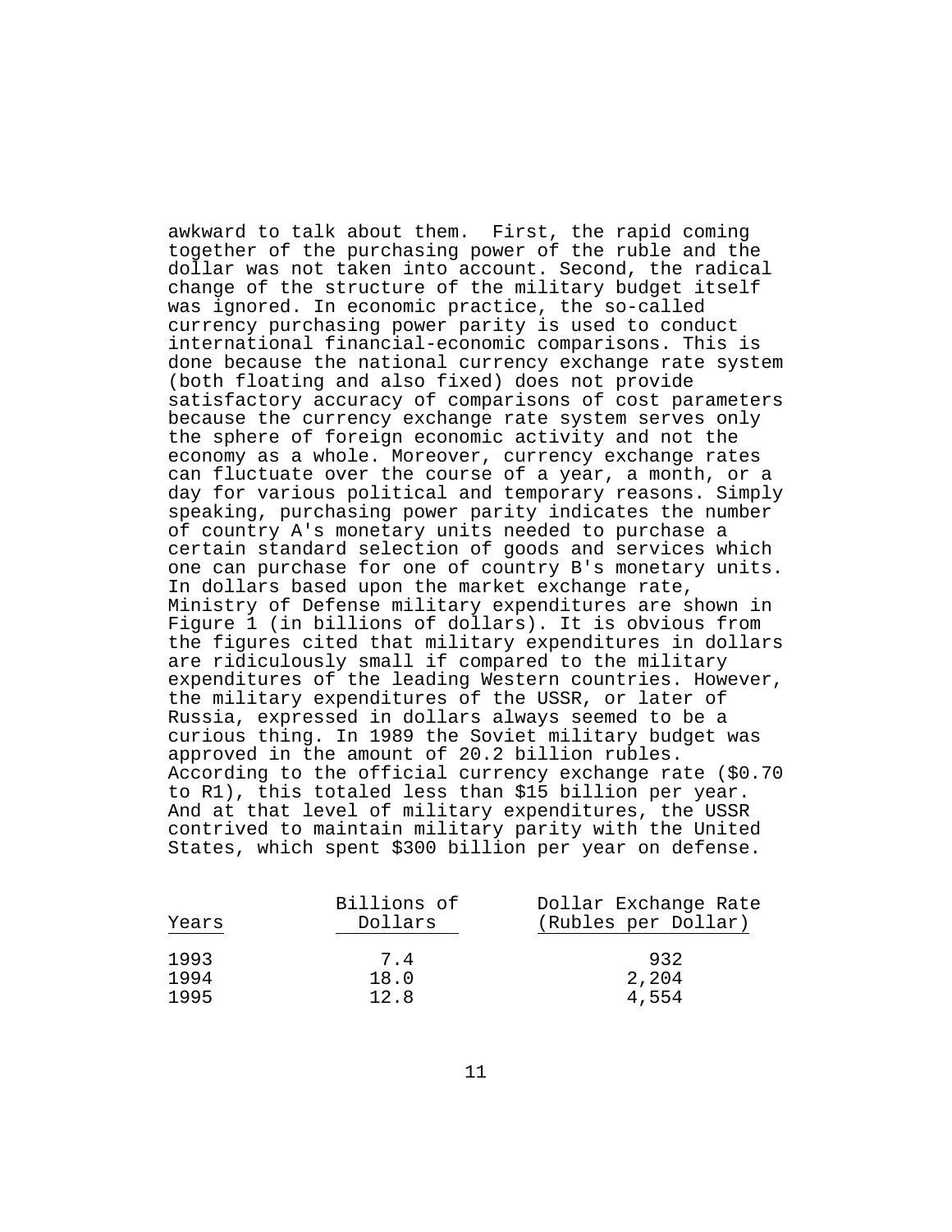awkward to talk about them. First, the rapid coming together of the purchasing power of the ruble and the dollar was not taken into account. Second, the radical change of the structure of the military budget itself was ignored. In economic practice, the so-called currency purchasing power parity is used to conduct international financial-economic comparisons. This is done because the national currency exchange rate system (both floating and also fixed) does not provide satisfactory accuracy of comparisons of cost parameters because the currency exchange rate system serves only the sphere of foreign economic activity and not the economy as a whole. Moreover, currency exchange rates can fluctuate over the course of a year, a month, or a day for various political and temporary reasons. Simply speaking, purchasing power parity indicates the number of country A's monetary units needed to purchase a certain standard selection of goods and services which one can purchase for one of country B's monetary units. In dollars based upon the market exchange rate, Ministry of Defense military expenditures are shown in Figure 1 (in billions of dollars). It is obvious from the figures cited that military expenditures in dollars are ridiculously small if compared to the military expenditures of the leading Western countries. However, the military expenditures of the USSR, or later of Russia, expressed in dollars always seemed to be a curious thing. In 1989 the Soviet military budget was approved in the amount of 20.2 billion rubles. According to the official currency exchange rate ($0.70 to R1), this totaled less than $15 billion per year. And at that level of military expenditures, the USSR contrived to maintain military parity with the United States, which spent $300 billion per year on defense.

| Years | Billions of Dollars | Dollar Exchange Rate (Rubles per Dollar) |
|---|---|---|
| 1993 | 7.4 | 932 |
| 1994 | 18.0 | 2,204 |
| 1995 | 12.8 | 4,554 |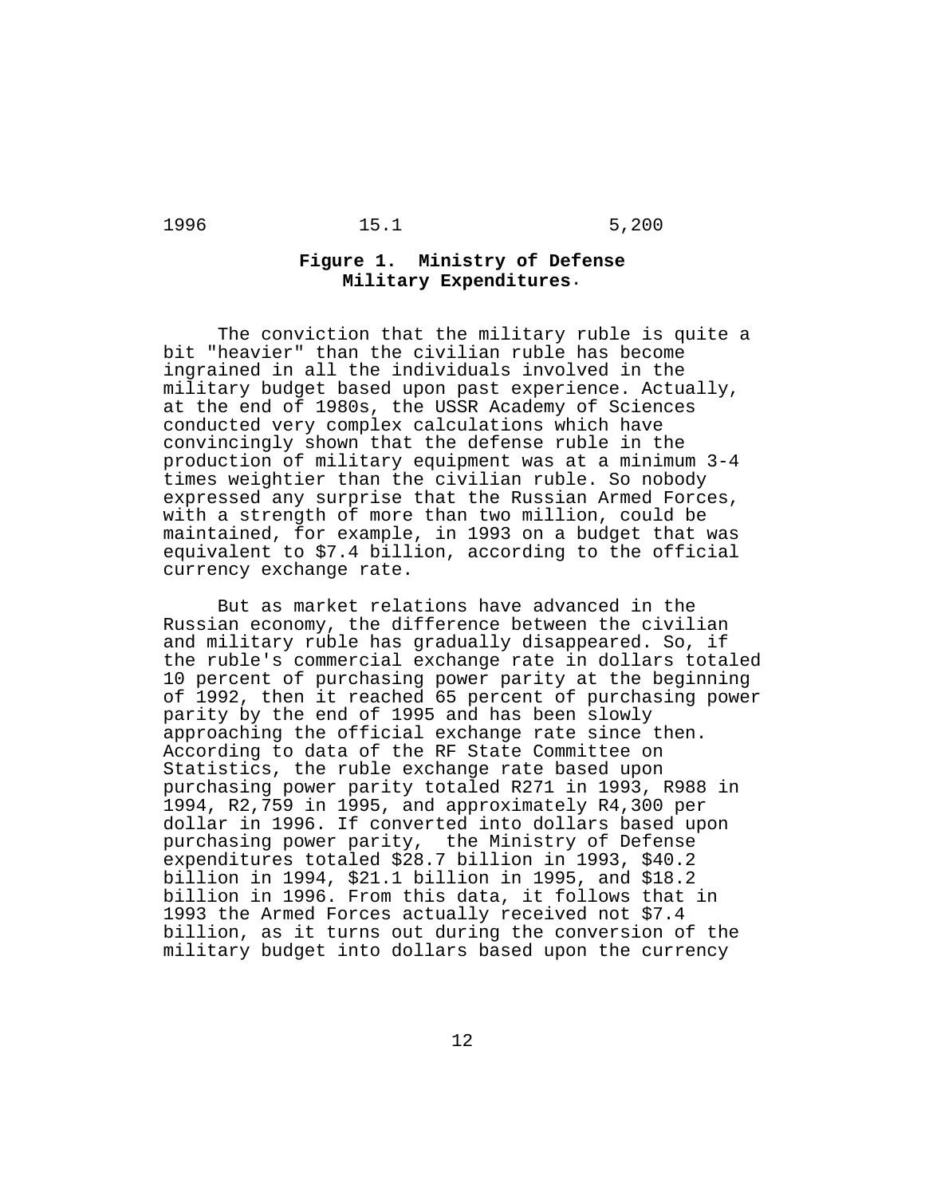| 1996 | 15.1 | 5,200 |
| --- | --- | --- |

**Figure 1. Ministry of Defense Military Expenditures.**

The conviction that the military ruble is quite a bit "heavier" than the civilian ruble has become ingrained in all the individuals involved in the military budget based upon past experience. Actually, at the end of 1980s, the USSR Academy of Sciences conducted very complex calculations which have convincingly shown that the defense ruble in the production of military equipment was at a minimum 3-4 times weightier than the civilian ruble. So nobody expressed any surprise that the Russian Armed Forces, with a strength of more than two million, could be maintained, for example, in 1993 on a budget that was equivalent to $7.4 billion, according to the official currency exchange rate.

But as market relations have advanced in the Russian economy, the difference between the civilian and military ruble has gradually disappeared. So, if the ruble's commercial exchange rate in dollars totaled 10 percent of purchasing power parity at the beginning of 1992, then it reached 65 percent of purchasing power parity by the end of 1995 and has been slowly approaching the official exchange rate since then. According to data of the RF State Committee on Statistics, the ruble exchange rate based upon purchasing power parity totaled R271 in 1993, R988 in 1994, R2,759 in 1995, and approximately R4,300 per dollar in 1996. If converted into dollars based upon purchasing power parity, the Ministry of Defense expenditures totaled $28.7 billion in 1993, $40.2 billion in 1994, $21.1 billion in 1995, and $18.2 billion in 1996. From this data, it follows that in 1993 the Armed Forces actually received not $7.4 billion, as it turns out during the conversion of the military budget into dollars based upon the currency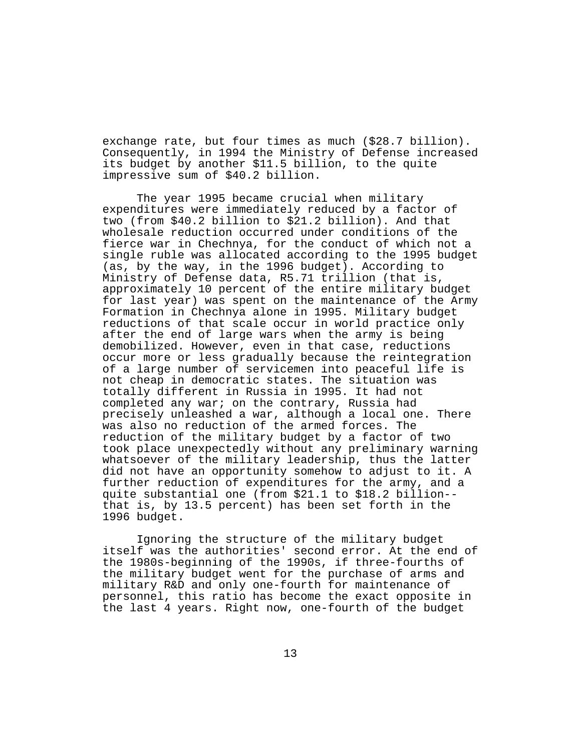exchange rate, but four times as much ($28.7 billion). Consequently, in 1994 the Ministry of Defense increased its budget by another $11.5 billion, to the quite impressive sum of $40.2 billion.

The year 1995 became crucial when military expenditures were immediately reduced by a factor of two (from $40.2 billion to $21.2 billion). And that wholesale reduction occurred under conditions of the fierce war in Chechnya, for the conduct of which not a single ruble was allocated according to the 1995 budget (as, by the way, in the 1996 budget). According to Ministry of Defense data, R5.71 trillion (that is, approximately 10 percent of the entire military budget for last year) was spent on the maintenance of the Army Formation in Chechnya alone in 1995. Military budget reductions of that scale occur in world practice only after the end of large wars when the army is being demobilized. However, even in that case, reductions occur more or less gradually because the reintegration of a large number of servicemen into peaceful life is not cheap in democratic states. The situation was totally different in Russia in 1995. It had not completed any war; on the contrary, Russia had precisely unleashed a war, although a local one. There was also no reduction of the armed forces. The reduction of the military budget by a factor of two took place unexpectedly without any preliminary warning whatsoever of the military leadership, thus the latter did not have an opportunity somehow to adjust to it. A further reduction of expenditures for the army, and a quite substantial one (from $21.1 to $18.2 billion--that is, by 13.5 percent) has been set forth in the 1996 budget.

Ignoring the structure of the military budget itself was the authorities' second error. At the end of the 1980s-beginning of the 1990s, if three-fourths of the military budget went for the purchase of arms and military R&D and only one-fourth for maintenance of personnel, this ratio has become the exact opposite in the last 4 years. Right now, one-fourth of the budget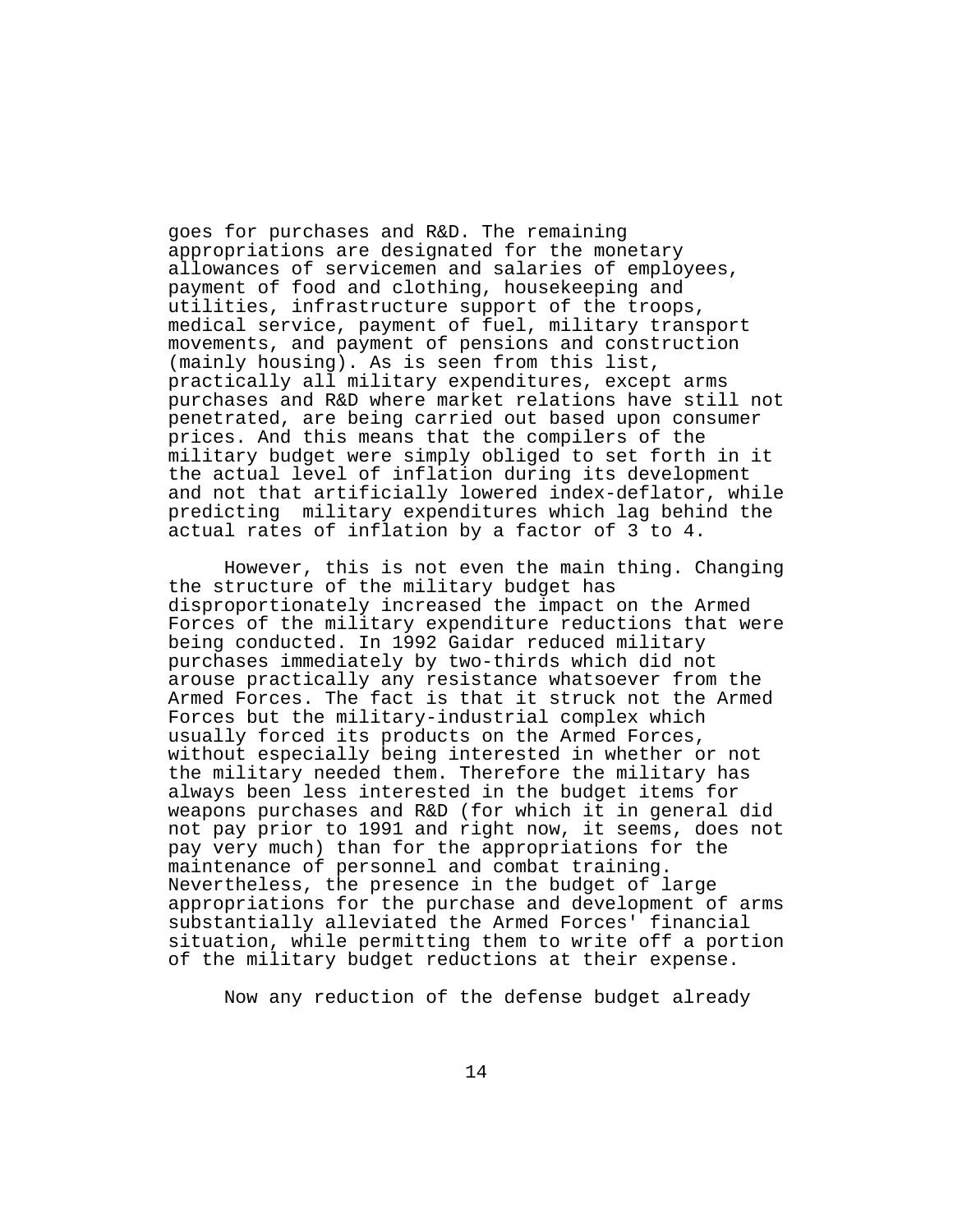goes for purchases and R&D. The remaining appropriations are designated for the monetary allowances of servicemen and salaries of employees, payment of food and clothing, housekeeping and utilities, infrastructure support of the troops, medical service, payment of fuel, military transport movements, and payment of pensions and construction (mainly housing). As is seen from this list, practically all military expenditures, except arms purchases and R&D where market relations have still not penetrated, are being carried out based upon consumer prices. And this means that the compilers of the military budget were simply obliged to set forth in it the actual level of inflation during its development and not that artificially lowered index-deflator, while predicting military expenditures which lag behind the actual rates of inflation by a factor of 3 to 4.

However, this is not even the main thing. Changing the structure of the military budget has disproportionately increased the impact on the Armed Forces of the military expenditure reductions that were being conducted. In 1992 Gaidar reduced military purchases immediately by two-thirds which did not arouse practically any resistance whatsoever from the Armed Forces. The fact is that it struck not the Armed Forces but the military-industrial complex which usually forced its products on the Armed Forces, without especially being interested in whether or not the military needed them. Therefore the military has always been less interested in the budget items for weapons purchases and R&D (for which it in general did not pay prior to 1991 and right now, it seems, does not pay very much) than for the appropriations for the maintenance of personnel and combat training. Nevertheless, the presence in the budget of large appropriations for the purchase and development of arms substantially alleviated the Armed Forces' financial situation, while permitting them to write off a portion of the military budget reductions at their expense.

Now any reduction of the defense budget already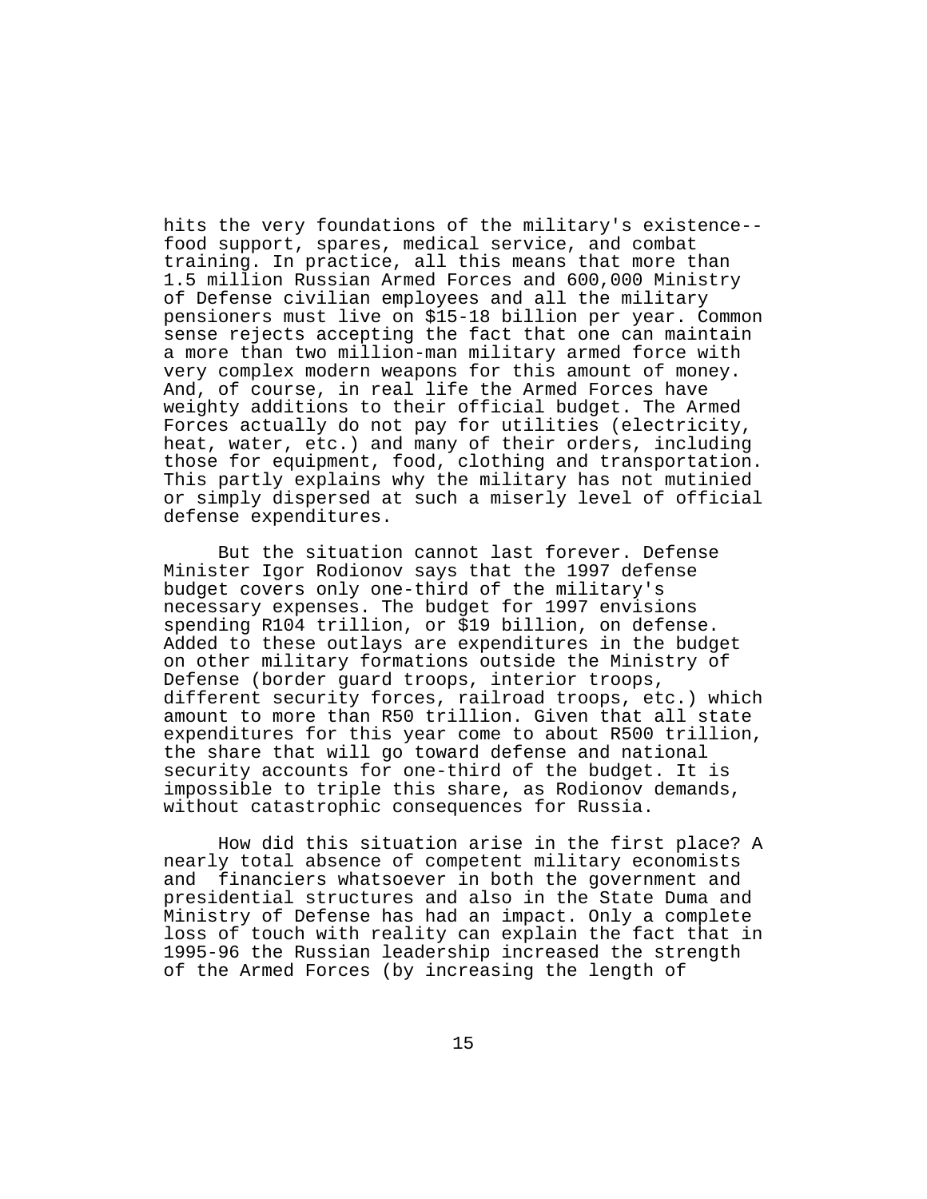hits the very foundations of the military's existence--food support, spares, medical service, and combat training. In practice, all this means that more than 1.5 million Russian Armed Forces and 600,000 Ministry of Defense civilian employees and all the military pensioners must live on $15-18 billion per year. Common sense rejects accepting the fact that one can maintain a more than two million-man military armed force with very complex modern weapons for this amount of money. And, of course, in real life the Armed Forces have weighty additions to their official budget. The Armed Forces actually do not pay for utilities (electricity, heat, water, etc.) and many of their orders, including those for equipment, food, clothing and transportation. This partly explains why the military has not mutinied or simply dispersed at such a miserly level of official defense expenditures.

But the situation cannot last forever. Defense Minister Igor Rodionov says that the 1997 defense budget covers only one-third of the military's necessary expenses. The budget for 1997 envisions spending R104 trillion, or $19 billion, on defense. Added to these outlays are expenditures in the budget on other military formations outside the Ministry of Defense (border guard troops, interior troops, different security forces, railroad troops, etc.) which amount to more than R50 trillion. Given that all state expenditures for this year come to about R500 trillion, the share that will go toward defense and national security accounts for one-third of the budget. It is impossible to triple this share, as Rodionov demands, without catastrophic consequences for Russia.

How did this situation arise in the first place? A nearly total absence of competent military economists and financiers whatsoever in both the government and presidential structures and also in the State Duma and Ministry of Defense has had an impact. Only a complete loss of touch with reality can explain the fact that in 1995-96 the Russian leadership increased the strength of the Armed Forces (by increasing the length of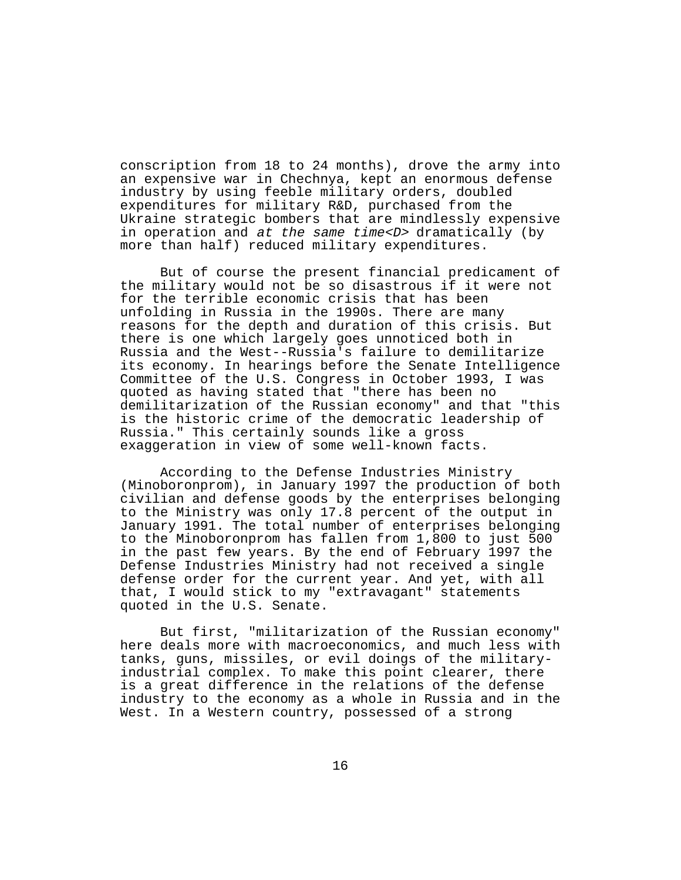conscription from 18 to 24 months), drove the army into an expensive war in Chechnya, kept an enormous defense industry by using feeble military orders, doubled expenditures for military R&D, purchased from the Ukraine strategic bombers that are mindlessly expensive in operation and *at the same time<D>* dramatically (by more than half) reduced military expenditures.

But of course the present financial predicament of the military would not be so disastrous if it were not for the terrible economic crisis that has been unfolding in Russia in the 1990s. There are many reasons for the depth and duration of this crisis. But there is one which largely goes unnoticed both in Russia and the West--Russia's failure to demilitarize its economy. In hearings before the Senate Intelligence Committee of the U.S. Congress in October 1993, I was quoted as having stated that "there has been no demilitarization of the Russian economy" and that "this is the historic crime of the democratic leadership of Russia." This certainly sounds like a gross exaggeration in view of some well-known facts.

According to the Defense Industries Ministry (Minoboronprom), in January 1997 the production of both civilian and defense goods by the enterprises belonging to the Ministry was only 17.8 percent of the output in January 1991. The total number of enterprises belonging to the Minoboronprom has fallen from 1,800 to just 500 in the past few years. By the end of February 1997 the Defense Industries Ministry had not received a single defense order for the current year. And yet, with all that, I would stick to my "extravagant" statements quoted in the U.S. Senate.

But first, "militarization of the Russian economy" here deals more with macroeconomics, and much less with tanks, guns, missiles, or evil doings of the military-industrial complex. To make this point clearer, there is a great difference in the relations of the defense industry to the economy as a whole in Russia and in the West. In a Western country, possessed of a strong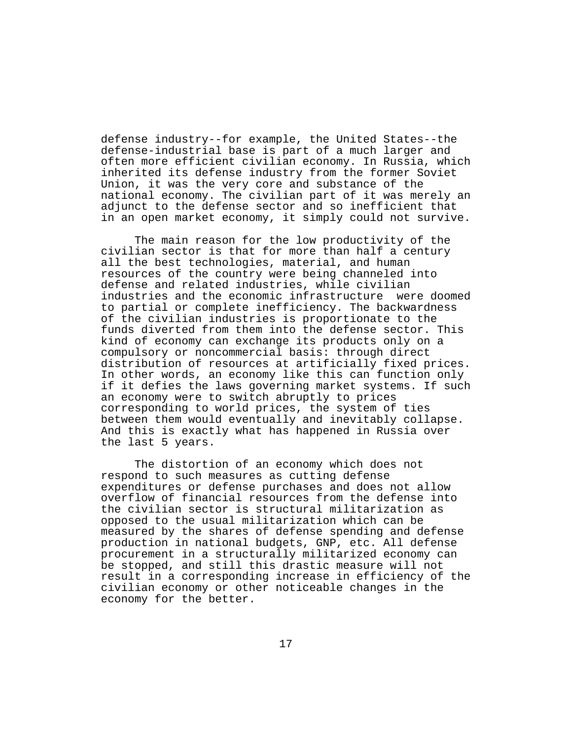defense industry--for example, the United States--the defense-industrial base is part of a much larger and often more efficient civilian economy. In Russia, which inherited its defense industry from the former Soviet Union, it was the very core and substance of the national economy. The civilian part of it was merely an adjunct to the defense sector and so inefficient that in an open market economy, it simply could not survive.

The main reason for the low productivity of the civilian sector is that for more than half a century all the best technologies, material, and human resources of the country were being channeled into defense and related industries, while civilian industries and the economic infrastructure were doomed to partial or complete inefficiency. The backwardness of the civilian industries is proportionate to the funds diverted from them into the defense sector. This kind of economy can exchange its products only on a compulsory or noncommercial basis: through direct distribution of resources at artificially fixed prices. In other words, an economy like this can function only if it defies the laws governing market systems. If such an economy were to switch abruptly to prices corresponding to world prices, the system of ties between them would eventually and inevitably collapse. And this is exactly what has happened in Russia over the last 5 years.

The distortion of an economy which does not respond to such measures as cutting defense expenditures or defense purchases and does not allow overflow of financial resources from the defense into the civilian sector is structural militarization as opposed to the usual militarization which can be measured by the shares of defense spending and defense production in national budgets, GNP, etc. All defense procurement in a structurally militarized economy can be stopped, and still this drastic measure will not result in a corresponding increase in efficiency of the civilian economy or other noticeable changes in the economy for the better.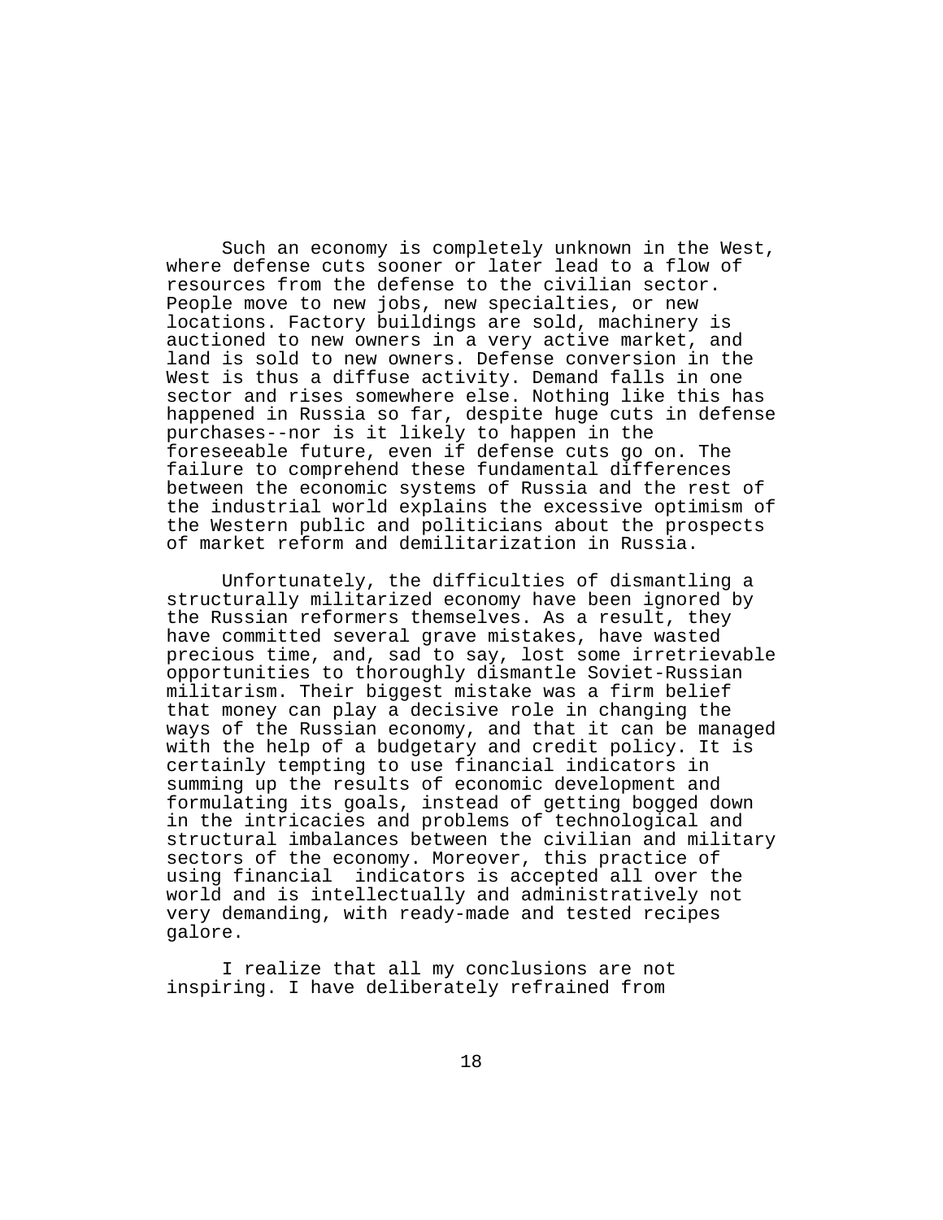Such an economy is completely unknown in the West, where defense cuts sooner or later lead to a flow of resources from the defense to the civilian sector. People move to new jobs, new specialties, or new locations. Factory buildings are sold, machinery is auctioned to new owners in a very active market, and land is sold to new owners. Defense conversion in the West is thus a diffuse activity. Demand falls in one sector and rises somewhere else. Nothing like this has happened in Russia so far, despite huge cuts in defense purchases--nor is it likely to happen in the foreseeable future, even if defense cuts go on. The failure to comprehend these fundamental differences between the economic systems of Russia and the rest of the industrial world explains the excessive optimism of the Western public and politicians about the prospects of market reform and demilitarization in Russia.

Unfortunately, the difficulties of dismantling a structurally militarized economy have been ignored by the Russian reformers themselves. As a result, they have committed several grave mistakes, have wasted precious time, and, sad to say, lost some irretrievable opportunities to thoroughly dismantle Soviet-Russian militarism. Their biggest mistake was a firm belief that money can play a decisive role in changing the ways of the Russian economy, and that it can be managed with the help of a budgetary and credit policy. It is certainly tempting to use financial indicators in summing up the results of economic development and formulating its goals, instead of getting bogged down in the intricacies and problems of technological and structural imbalances between the civilian and military sectors of the economy. Moreover, this practice of using financial indicators is accepted all over the world and is intellectually and administratively not very demanding, with ready-made and tested recipes galore.

I realize that all my conclusions are not inspiring. I have deliberately refrained from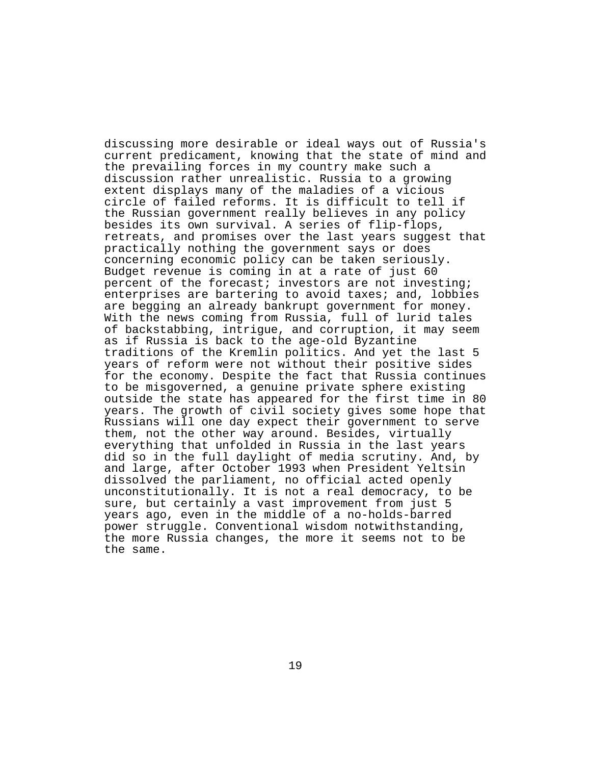discussing more desirable or ideal ways out of Russia's current predicament, knowing that the state of mind and the prevailing forces in my country make such a discussion rather unrealistic. Russia to a growing extent displays many of the maladies of a vicious circle of failed reforms. It is difficult to tell if the Russian government really believes in any policy besides its own survival. A series of flip-flops, retreats, and promises over the last years suggest that practically nothing the government says or does concerning economic policy can be taken seriously. Budget revenue is coming in at a rate of just 60 percent of the forecast; investors are not investing; enterprises are bartering to avoid taxes; and, lobbies are begging an already bankrupt government for money. With the news coming from Russia, full of lurid tales of backstabbing, intrigue, and corruption, it may seem as if Russia is back to the age-old Byzantine traditions of the Kremlin politics. And yet the last 5 years of reform were not without their positive sides for the economy. Despite the fact that Russia continues to be misgoverned, a genuine private sphere existing outside the state has appeared for the first time in 80 years. The growth of civil society gives some hope that Russians will one day expect their government to serve them, not the other way around. Besides, virtually everything that unfolded in Russia in the last years did so in the full daylight of media scrutiny. And, by and large, after October 1993 when President Yeltsin dissolved the parliament, no official acted openly unconstitutionally. It is not a real democracy, to be sure, but certainly a vast improvement from just 5 years ago, even in the middle of a no-holds-barred power struggle. Conventional wisdom notwithstanding, the more Russia changes, the more it seems not to be the same.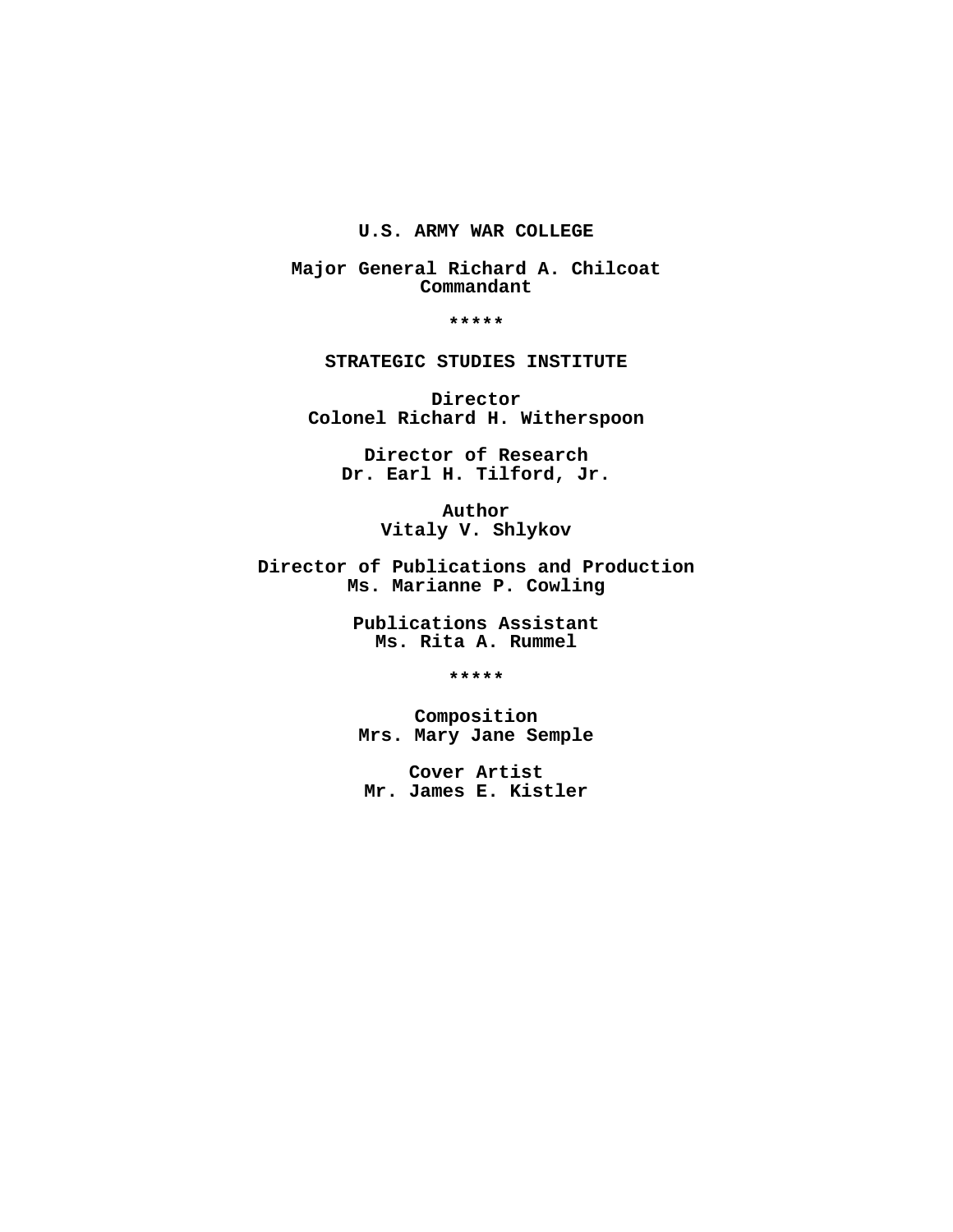**U.S. ARMY WAR COLLEGE**

**Major General Richard A. Chilcoat**
**Commandant**

*****

**STRATEGIC STUDIES INSTITUTE**

**Director**
**Colonel Richard H. Witherspoon**

**Director of Research**
**Dr. Earl H. Tilford, Jr.**

**Author**
**Vitaly V. Shlykov**

**Director of Publications and Production**
**Ms. Marianne P. Cowling**

**Publications Assistant**
**Ms. Rita A. Rummel**

*****

**Composition**
**Mrs. Mary Jane Semple**

**Cover Artist**
**Mr. James E. Kistler**